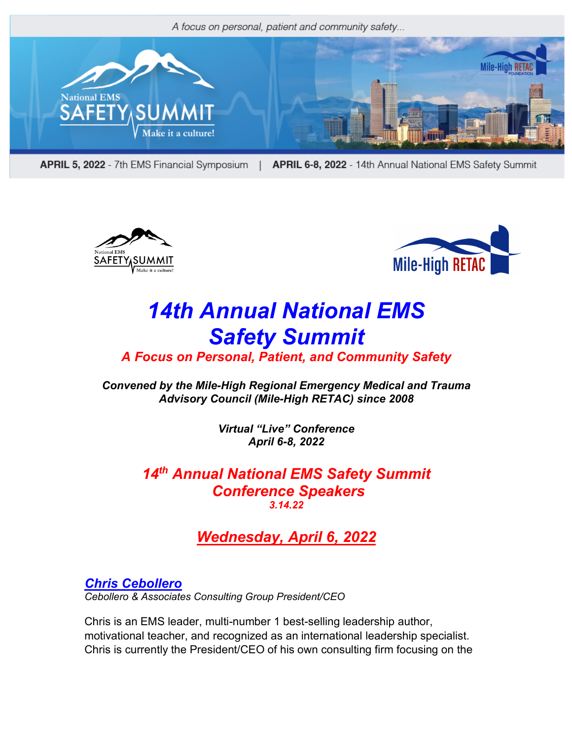A focus on personal, patient and community safety...

**APRIL 5, 2022** - 7th EMS Financial Symposium | **APRIL 6-8, 2022** - 14th Annual National EMS Safety Summit

# *14th Annual National EMS Safety Summit*

***A Focus on Personal, Patient, and Community Safety***

***Convened by the Mile-High Regional Emergency Medical and Trauma Advisory Council (Mile-High RETAC) since 2008***

***Virtual "Live" Conference***
***April 6-8, 2022***

## *14th Annual National EMS Safety Summit Conference Speakers*

***3.14.22***

## *Wednesday, April 6, 2022*

### *Chris Cebollero*

*Cebollero & Associates Consulting Group President/CEO*

Chris is an EMS leader, multi-number 1 best-selling leadership author, motivational teacher, and recognized as an international leadership specialist. Chris is currently the President/CEO of his own consulting firm focusing on the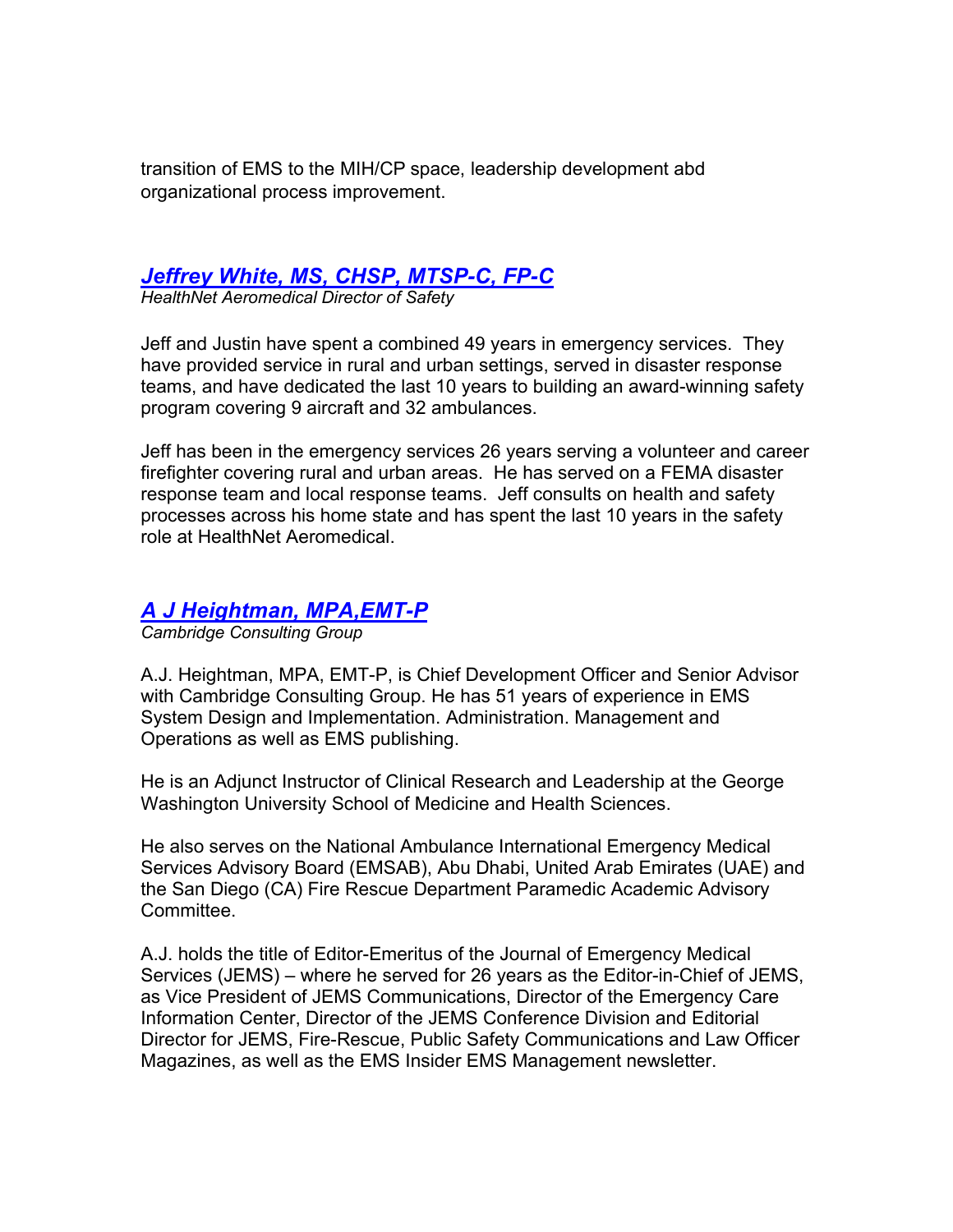transition of EMS to the MIH/CP space, leadership development abd organizational process improvement.

## [Jeffrey White, MS, CHSP, MTSP-C, FP-C]

*HealthNet Aeromedical Director of Safety*

Jeff and Justin have spent a combined 49 years in emergency services. They have provided service in rural and urban settings, served in disaster response teams, and have dedicated the last 10 years to building an award-winning safety program covering 9 aircraft and 32 ambulances.

Jeff has been in the emergency services 26 years serving a volunteer and career firefighter covering rural and urban areas. He has served on a FEMA disaster response team and local response teams. Jeff consults on health and safety processes across his home state and has spent the last 10 years in the safety role at HealthNet Aeromedical.

## [A J Heightman, MPA,EMT-P]

*Cambridge Consulting Group*

A.J. Heightman, MPA, EMT-P, is Chief Development Officer and Senior Advisor with Cambridge Consulting Group. He has 51 years of experience in EMS System Design and Implementation. Administration. Management and Operations as well as EMS publishing.

He is an Adjunct Instructor of Clinical Research and Leadership at the George Washington University School of Medicine and Health Sciences.

He also serves on the National Ambulance International Emergency Medical Services Advisory Board (EMSAB), Abu Dhabi, United Arab Emirates (UAE) and the San Diego (CA) Fire Rescue Department Paramedic Academic Advisory Committee.

A.J. holds the title of Editor-Emeritus of the Journal of Emergency Medical Services (JEMS) – where he served for 26 years as the Editor-in-Chief of JEMS, as Vice President of JEMS Communications, Director of the Emergency Care Information Center, Director of the JEMS Conference Division and Editorial Director for JEMS, Fire-Rescue, Public Safety Communications and Law Officer Magazines, as well as the EMS Insider EMS Management newsletter.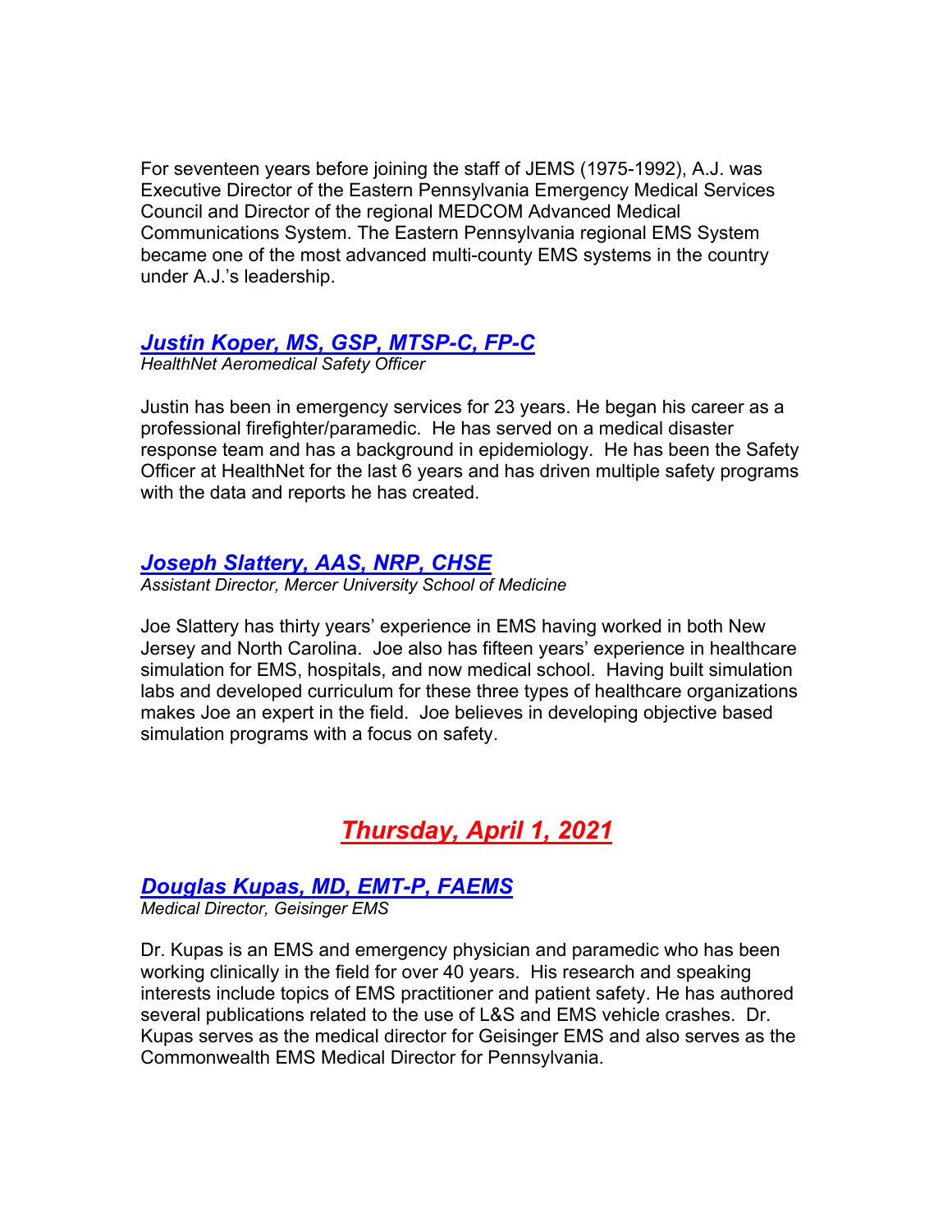For seventeen years before joining the staff of JEMS (1975-1992), A.J. was Executive Director of the Eastern Pennsylvania Emergency Medical Services Council and Director of the regional MEDCOM Advanced Medical Communications System. The Eastern Pennsylvania regional EMS System became one of the most advanced multi-county EMS systems in the country under A.J.'s leadership.

### ***Justin Koper, MS, GSP, MTSP-C, FP-C***

*HealthNet Aeromedical Safety Officer*

Justin has been in emergency services for 23 years. He began his career as a professional firefighter/paramedic. He has served on a medical disaster response team and has a background in epidemiology. He has been the Safety Officer at HealthNet for the last 6 years and has driven multiple safety programs with the data and reports he has created.

### ***Joseph Slattery, AAS, NRP, CHSE***

*Assistant Director, Mercer University School of Medicine*

Joe Slattery has thirty years' experience in EMS having worked in both New Jersey and North Carolina. Joe also has fifteen years' experience in healthcare simulation for EMS, hospitals, and now medical school. Having built simulation labs and developed curriculum for these three types of healthcare organizations makes Joe an expert in the field. Joe believes in developing objective based simulation programs with a focus on safety.

## ***Thursday, April 1, 2021***

### ***Douglas Kupas, MD, EMT-P, FAEMS***

*Medical Director, Geisinger EMS*

Dr. Kupas is an EMS and emergency physician and paramedic who has been working clinically in the field for over 40 years. His research and speaking interests include topics of EMS practitioner and patient safety. He has authored several publications related to the use of L&S and EMS vehicle crashes. Dr. Kupas serves as the medical director for Geisinger EMS and also serves as the Commonwealth EMS Medical Director for Pennsylvania.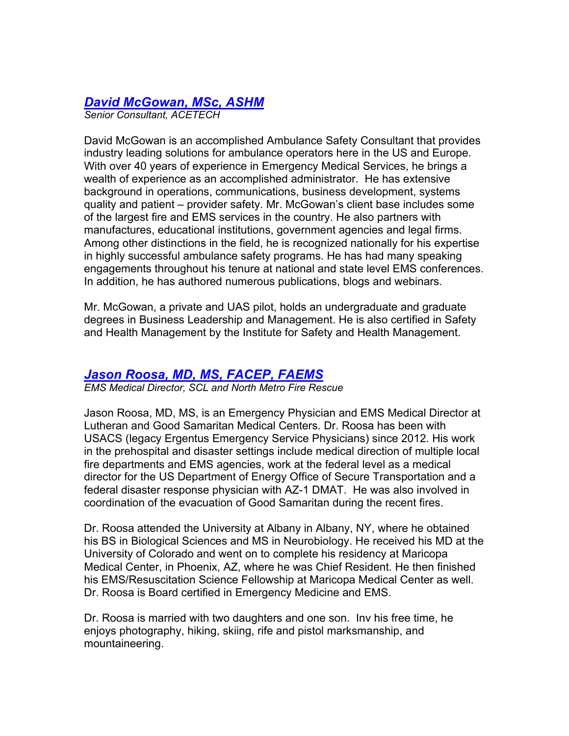## *[David McGowan, MSc, ASHM](#)*

*Senior Consultant, ACETECH*

David McGowan is an accomplished Ambulance Safety Consultant that provides industry leading solutions for ambulance operators here in the US and Europe. With over 40 years of experience in Emergency Medical Services, he brings a wealth of experience as an accomplished administrator. He has extensive background in operations, communications, business development, systems quality and patient – provider safety. Mr. McGowan's client base includes some of the largest fire and EMS services in the country. He also partners with manufactures, educational institutions, government agencies and legal firms. Among other distinctions in the field, he is recognized nationally for his expertise in highly successful ambulance safety programs. He has had many speaking engagements throughout his tenure at national and state level EMS conferences. In addition, he has authored numerous publications, blogs and webinars.

Mr. McGowan, a private and UAS pilot, holds an undergraduate and graduate degrees in Business Leadership and Management. He is also certified in Safety and Health Management by the Institute for Safety and Health Management.

## *[Jason Roosa, MD, MS, FACEP, FAEMS](#)*

*EMS Medical Director, SCL and North Metro Fire Rescue*

Jason Roosa, MD, MS, is an Emergency Physician and EMS Medical Director at Lutheran and Good Samaritan Medical Centers. Dr. Roosa has been with USACS (legacy Ergentus Emergency Service Physicians) since 2012. His work in the prehospital and disaster settings include medical direction of multiple local fire departments and EMS agencies, work at the federal level as a medical director for the US Department of Energy Office of Secure Transportation and a federal disaster response physician with AZ-1 DMAT. He was also involved in coordination of the evacuation of Good Samaritan during the recent fires.

Dr. Roosa attended the University at Albany in Albany, NY, where he obtained his BS in Biological Sciences and MS in Neurobiology. He received his MD at the University of Colorado and went on to complete his residency at Maricopa Medical Center, in Phoenix, AZ, where he was Chief Resident. He then finished his EMS/Resuscitation Science Fellowship at Maricopa Medical Center as well. Dr. Roosa is Board certified in Emergency Medicine and EMS.

Dr. Roosa is married with two daughters and one son. Inv his free time, he enjoys photography, hiking, skiing, rife and pistol marksmanship, and mountaineering.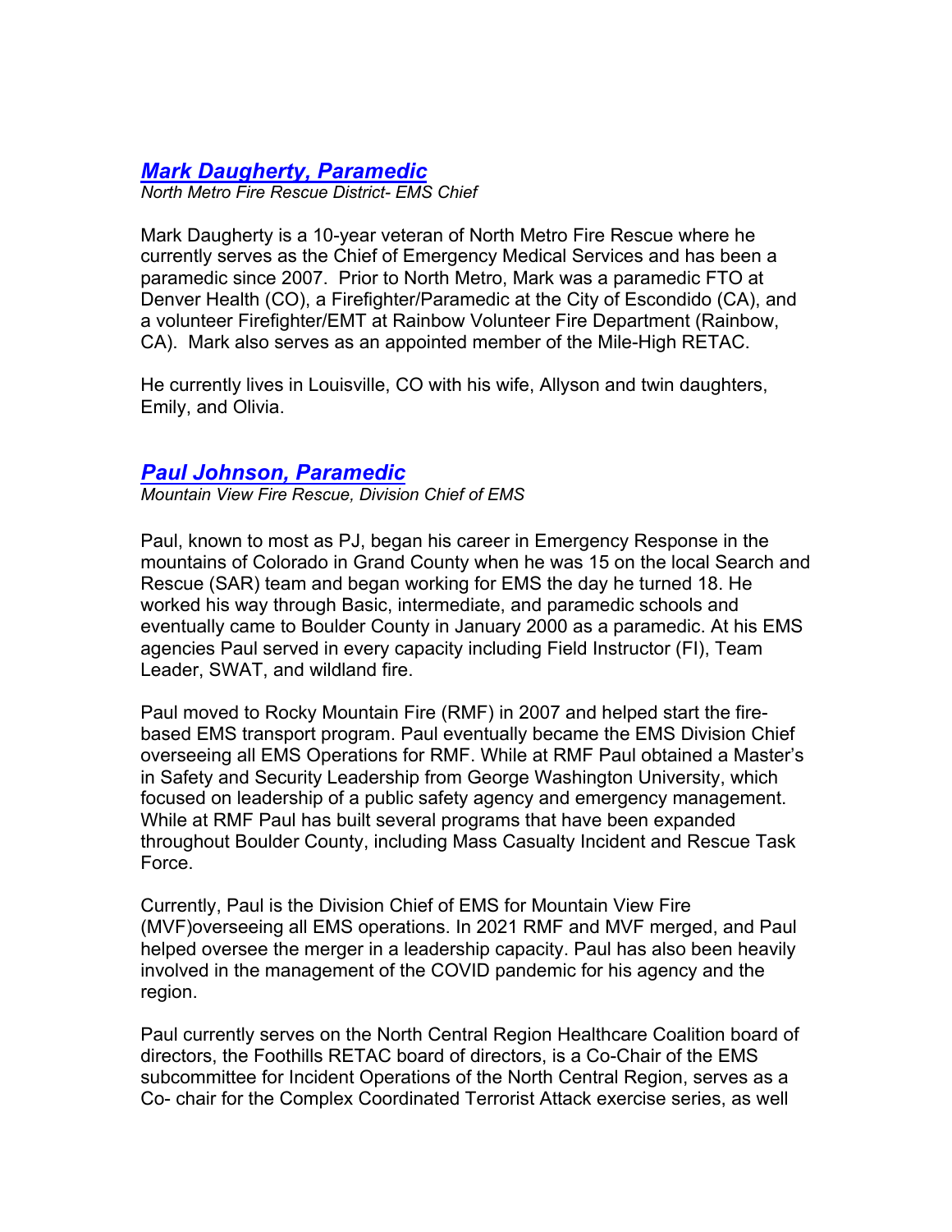## [*Mark Daugherty, Paramedic*]

*North Metro Fire Rescue District- EMS Chief*

Mark Daugherty is a 10-year veteran of North Metro Fire Rescue where he currently serves as the Chief of Emergency Medical Services and has been a paramedic since 2007. Prior to North Metro, Mark was a paramedic FTO at Denver Health (CO), a Firefighter/Paramedic at the City of Escondido (CA), and a volunteer Firefighter/EMT at Rainbow Volunteer Fire Department (Rainbow, CA). Mark also serves as an appointed member of the Mile-High RETAC.

He currently lives in Louisville, CO with his wife, Allyson and twin daughters, Emily, and Olivia.

## [*Paul Johnson, Paramedic*]

*Mountain View Fire Rescue, Division Chief of EMS*

Paul, known to most as PJ, began his career in Emergency Response in the mountains of Colorado in Grand County when he was 15 on the local Search and Rescue (SAR) team and began working for EMS the day he turned 18. He worked his way through Basic, intermediate, and paramedic schools and eventually came to Boulder County in January 2000 as a paramedic. At his EMS agencies Paul served in every capacity including Field Instructor (FI), Team Leader, SWAT, and wildland fire.

Paul moved to Rocky Mountain Fire (RMF) in 2007 and helped start the fire-based EMS transport program. Paul eventually became the EMS Division Chief overseeing all EMS Operations for RMF. While at RMF Paul obtained a Master's in Safety and Security Leadership from George Washington University, which focused on leadership of a public safety agency and emergency management. While at RMF Paul has built several programs that have been expanded throughout Boulder County, including Mass Casualty Incident and Rescue Task Force.

Currently, Paul is the Division Chief of EMS for Mountain View Fire (MVF)overseeing all EMS operations. In 2021 RMF and MVF merged, and Paul helped oversee the merger in a leadership capacity. Paul has also been heavily involved in the management of the COVID pandemic for his agency and the region.

Paul currently serves on the North Central Region Healthcare Coalition board of directors, the Foothills RETAC board of directors, is a Co-Chair of the EMS subcommittee for Incident Operations of the North Central Region, serves as a Co- chair for the Complex Coordinated Terrorist Attack exercise series, as well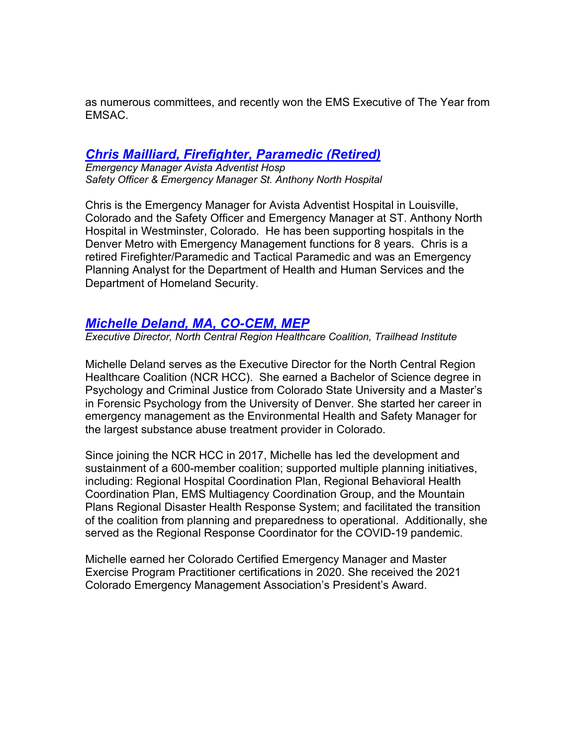as numerous committees, and recently won the EMS Executive of The Year from EMSAC.

## *Chris Mailliard, Firefighter, Paramedic (Retired)*

*Emergency Manager Avista Adventist Hosp*
*Safety Officer & Emergency Manager St. Anthony North Hospital*

Chris is the Emergency Manager for Avista Adventist Hospital in Louisville, Colorado and the Safety Officer and Emergency Manager at ST. Anthony North Hospital in Westminster, Colorado. He has been supporting hospitals in the Denver Metro with Emergency Management functions for 8 years. Chris is a retired Firefighter/Paramedic and Tactical Paramedic and was an Emergency Planning Analyst for the Department of Health and Human Services and the Department of Homeland Security.

## *Michelle Deland, MA, CO-CEM, MEP*

*Executive Director, North Central Region Healthcare Coalition, Trailhead Institute*

Michelle Deland serves as the Executive Director for the North Central Region Healthcare Coalition (NCR HCC). She earned a Bachelor of Science degree in Psychology and Criminal Justice from Colorado State University and a Master's in Forensic Psychology from the University of Denver. She started her career in emergency management as the Environmental Health and Safety Manager for the largest substance abuse treatment provider in Colorado.

Since joining the NCR HCC in 2017, Michelle has led the development and sustainment of a 600-member coalition; supported multiple planning initiatives, including: Regional Hospital Coordination Plan, Regional Behavioral Health Coordination Plan, EMS Multiagency Coordination Group, and the Mountain Plans Regional Disaster Health Response System; and facilitated the transition of the coalition from planning and preparedness to operational. Additionally, she served as the Regional Response Coordinator for the COVID-19 pandemic.

Michelle earned her Colorado Certified Emergency Manager and Master Exercise Program Practitioner certifications in 2020. She received the 2021 Colorado Emergency Management Association's President's Award.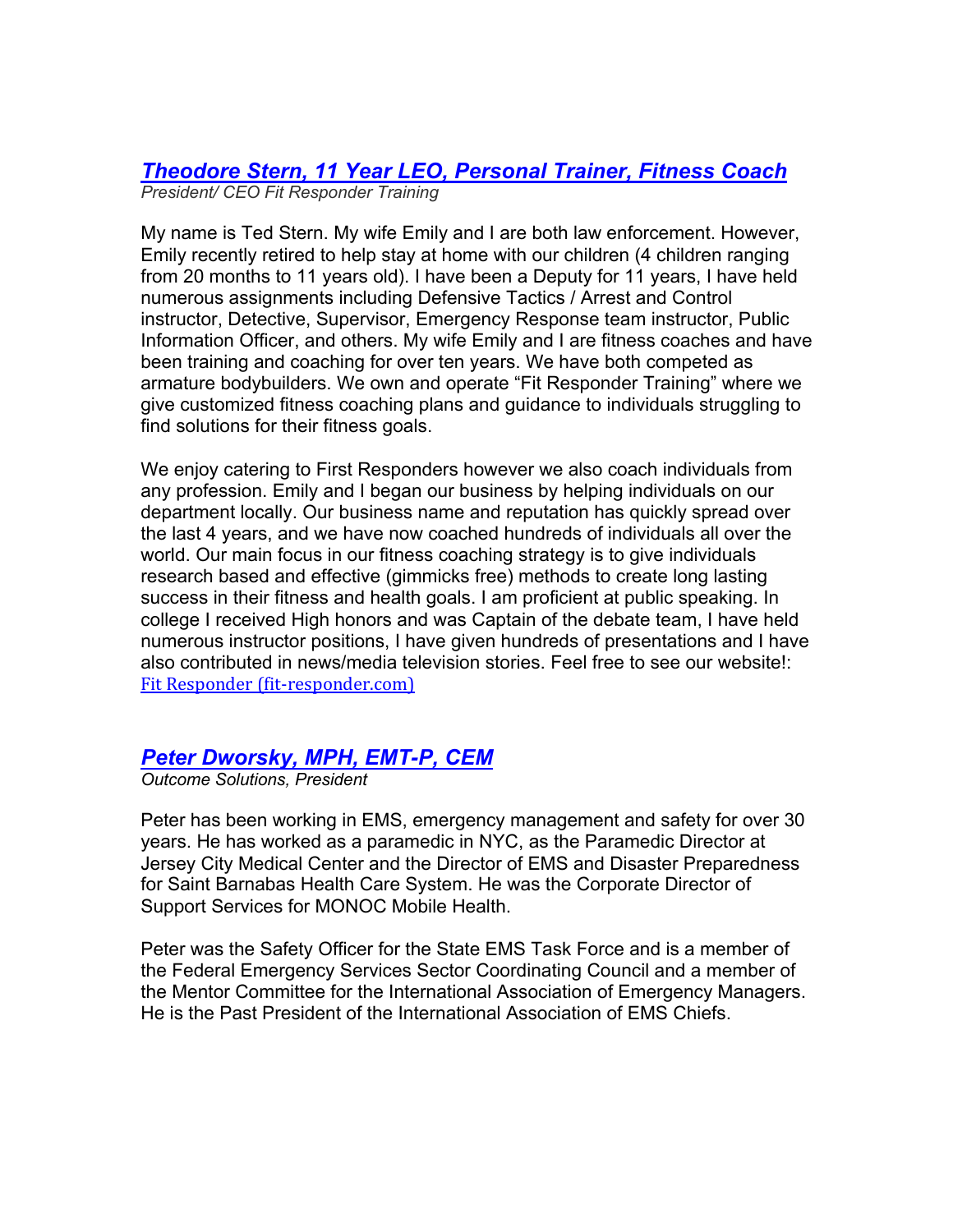### [*Theodore Stern, 11 Year LEO, Personal Trainer, Fitness Coach*]()

*President/ CEO Fit Responder Training*

My name is Ted Stern. My wife Emily and I are both law enforcement. However, Emily recently retired to help stay at home with our children (4 children ranging from 20 months to 11 years old). I have been a Deputy for 11 years, I have held numerous assignments including Defensive Tactics / Arrest and Control instructor, Detective, Supervisor, Emergency Response team instructor, Public Information Officer, and others. My wife Emily and I are fitness coaches and have been training and coaching for over ten years. We have both competed as armature bodybuilders. We own and operate "Fit Responder Training" where we give customized fitness coaching plans and guidance to individuals struggling to find solutions for their fitness goals.

We enjoy catering to First Responders however we also coach individuals from any profession. Emily and I began our business by helping individuals on our department locally. Our business name and reputation has quickly spread over the last 4 years, and we have now coached hundreds of individuals all over the world. Our main focus in our fitness coaching strategy is to give individuals research based and effective (gimmicks free) methods to create long lasting success in their fitness and health goals. I am proficient at public speaking. In college I received High honors and was Captain of the debate team, I have held numerous instructor positions, I have given hundreds of presentations and I have also contributed in news/media television stories. Feel free to see our website!: [Fit Responder (fit-responder.com)](fit-responder.com)

### [*Peter Dworsky, MPH, EMT-P, CEM*]()

*Outcome Solutions, President*

Peter has been working in EMS, emergency management and safety for over 30 years. He has worked as a paramedic in NYC, as the Paramedic Director at Jersey City Medical Center and the Director of EMS and Disaster Preparedness for Saint Barnabas Health Care System. He was the Corporate Director of Support Services for MONOC Mobile Health.

Peter was the Safety Officer for the State EMS Task Force and is a member of the Federal Emergency Services Sector Coordinating Council and a member of the Mentor Committee for the International Association of Emergency Managers. He is the Past President of the International Association of EMS Chiefs.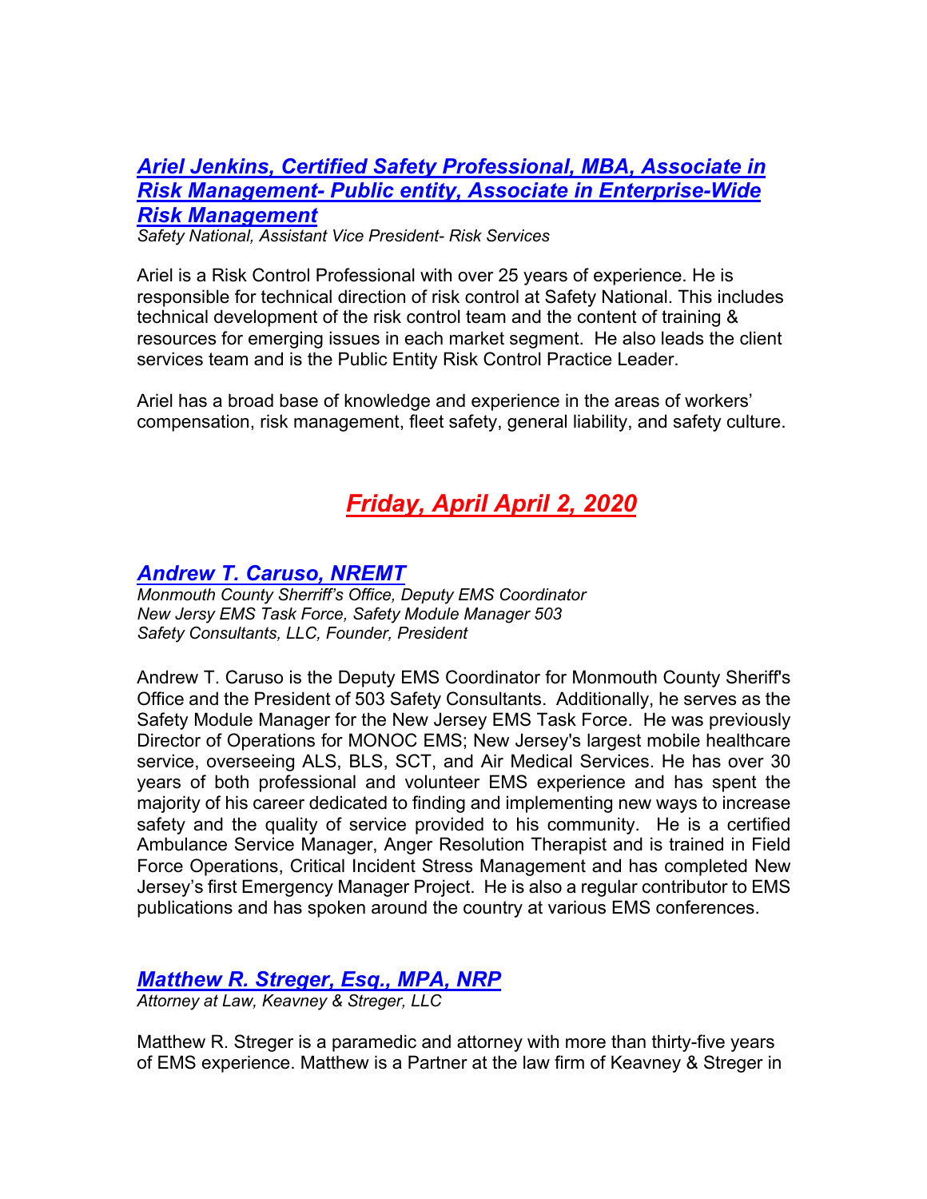### *[Ariel Jenkins, Certified Safety Professional, MBA, Associate in Risk Management- Public entity, Associate in Enterprise-Wide Risk Management]*

*Safety National, Assistant Vice President- Risk Services*

Ariel is a Risk Control Professional with over 25 years of experience. He is responsible for technical direction of risk control at Safety National. This includes technical development of the risk control team and the content of training & resources for emerging issues in each market segment. He also leads the client services team and is the Public Entity Risk Control Practice Leader.

Ariel has a broad base of knowledge and experience in the areas of workers' compensation, risk management, fleet safety, general liability, and safety culture.

## *Friday, April April 2, 2020*

### *Andrew T. Caruso, NREMT*

*Monmouth County Sherriff's Office, Deputy EMS Coordinator*
*New Jersy EMS Task Force, Safety Module Manager 503*
*Safety Consultants, LLC, Founder, President*

Andrew T. Caruso is the Deputy EMS Coordinator for Monmouth County Sheriff's Office and the President of 503 Safety Consultants. Additionally, he serves as the Safety Module Manager for the New Jersey EMS Task Force. He was previously Director of Operations for MONOC EMS; New Jersey's largest mobile healthcare service, overseeing ALS, BLS, SCT, and Air Medical Services. He has over 30 years of both professional and volunteer EMS experience and has spent the majority of his career dedicated to finding and implementing new ways to increase safety and the quality of service provided to his community. He is a certified Ambulance Service Manager, Anger Resolution Therapist and is trained in Field Force Operations, Critical Incident Stress Management and has completed New Jersey's first Emergency Manager Project. He is also a regular contributor to EMS publications and has spoken around the country at various EMS conferences.

### *Matthew R. Streger, Esq., MPA, NRP*

*Attorney at Law, Keavney & Streger, LLC*

Matthew R. Streger is a paramedic and attorney with more than thirty-five years of EMS experience. Matthew is a Partner at the law firm of Keavney & Streger in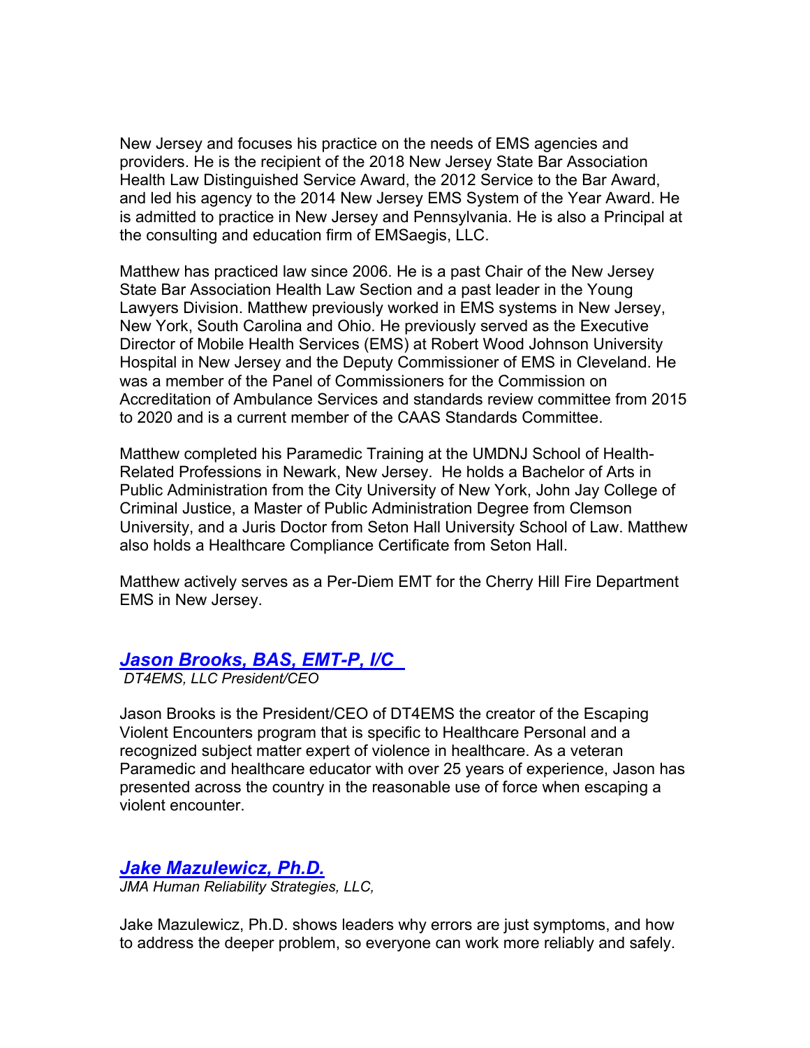New Jersey and focuses his practice on the needs of EMS agencies and providers. He is the recipient of the 2018 New Jersey State Bar Association Health Law Distinguished Service Award, the 2012 Service to the Bar Award, and led his agency to the 2014 New Jersey EMS System of the Year Award. He is admitted to practice in New Jersey and Pennsylvania. He is also a Principal at the consulting and education firm of EMSaegis, LLC.

Matthew has practiced law since 2006. He is a past Chair of the New Jersey State Bar Association Health Law Section and a past leader in the Young Lawyers Division. Matthew previously worked in EMS systems in New Jersey, New York, South Carolina and Ohio. He previously served as the Executive Director of Mobile Health Services (EMS) at Robert Wood Johnson University Hospital in New Jersey and the Deputy Commissioner of EMS in Cleveland. He was a member of the Panel of Commissioners for the Commission on Accreditation of Ambulance Services and standards review committee from 2015 to 2020 and is a current member of the CAAS Standards Committee.

Matthew completed his Paramedic Training at the UMDNJ School of Health-Related Professions in Newark, New Jersey. He holds a Bachelor of Arts in Public Administration from the City University of New York, John Jay College of Criminal Justice, a Master of Public Administration Degree from Clemson University, and a Juris Doctor from Seton Hall University School of Law. Matthew also holds a Healthcare Compliance Certificate from Seton Hall.

Matthew actively serves as a Per-Diem EMT for the Cherry Hill Fire Department EMS in New Jersey.

### ***Jason Brooks, BAS, EMT-P, I/C***

*DT4EMS, LLC President/CEO*

Jason Brooks is the President/CEO of DT4EMS the creator of the Escaping Violent Encounters program that is specific to Healthcare Personal and a recognized subject matter expert of violence in healthcare. As a veteran Paramedic and healthcare educator with over 25 years of experience, Jason has presented across the country in the reasonable use of force when escaping a violent encounter.

### ***Jake Mazulewicz, Ph.D.***

*JMA Human Reliability Strategies, LLC,*

Jake Mazulewicz, Ph.D. shows leaders why errors are just symptoms, and how to address the deeper problem, so everyone can work more reliably and safely.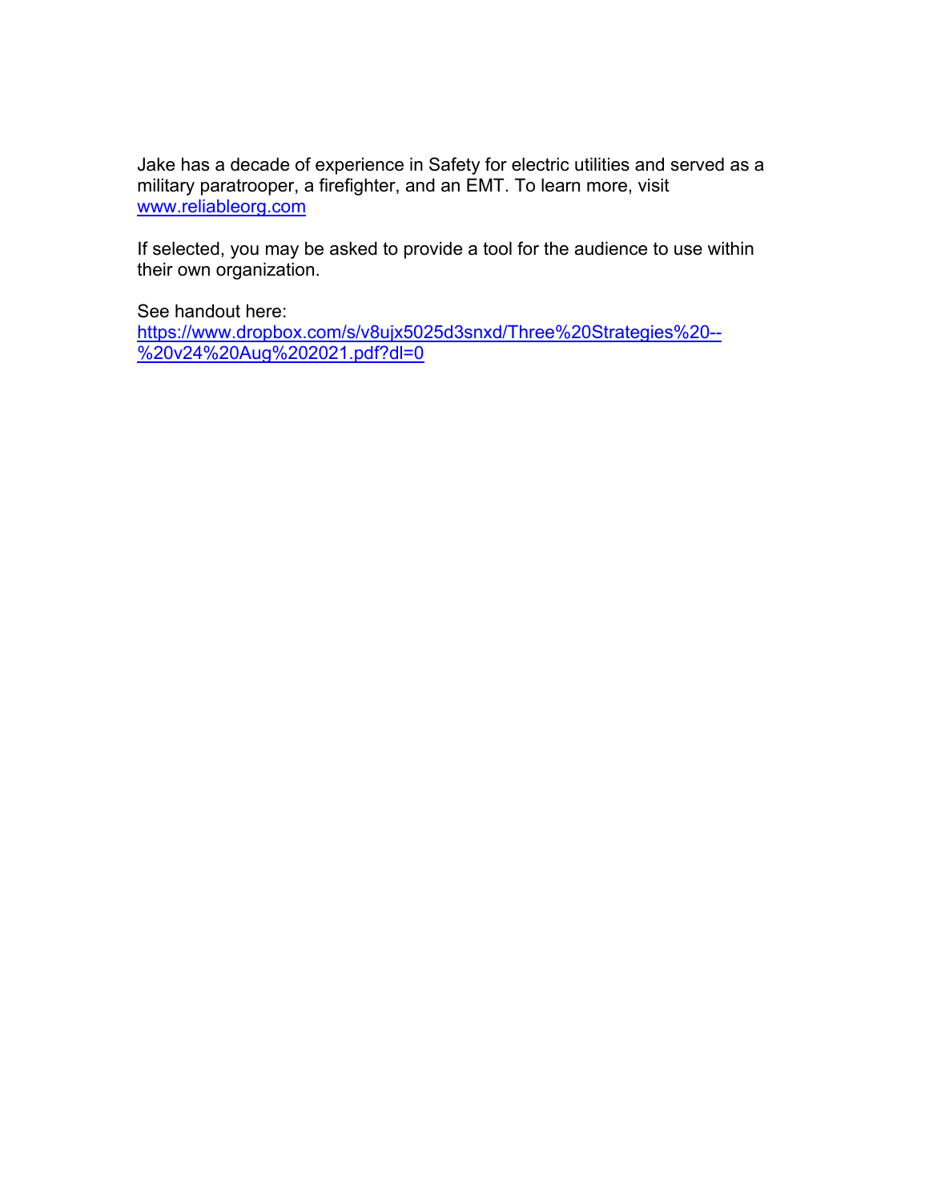Jake has a decade of experience in Safety for electric utilities and served as a military paratrooper, a firefighter, and an EMT. To learn more, visit [www.reliableorg.com](http://www.reliableorg.com)

If selected, you may be asked to provide a tool for the audience to use within their own organization.

See handout here: [https://www.dropbox.com/s/v8ujx5025d3snxd/Three%20Strategies%20--%20v24%20Aug%202021.pdf?dl=0](https://www.dropbox.com/s/v8ujx5025d3snxd/Three%20Strategies%20--%20v24%20Aug%202021.pdf?dl=0)